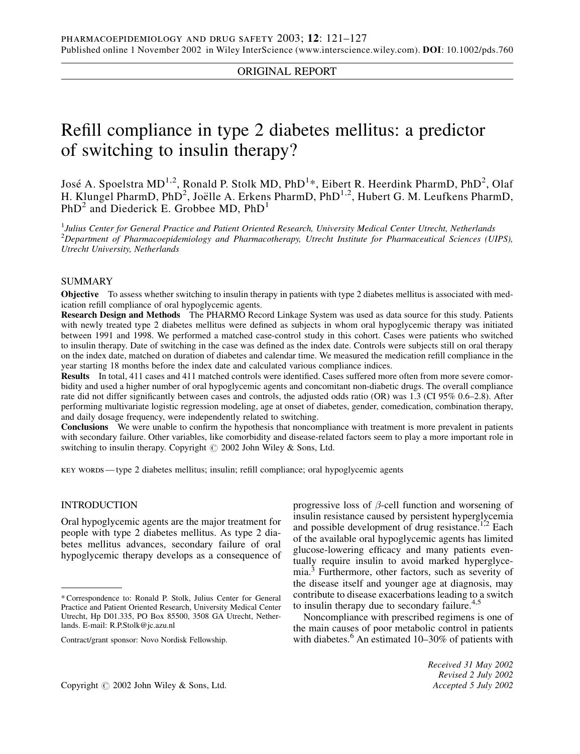ORIGINAL REPORT

# Refill compliance in type 2 diabetes mellitus: a predictor of switching to insulin therapy?

José A. Spoelstra MD[1,2], Ronald P. Stolk MD, PhD[1]*, Eibert R. Heerdink PharmD, PhD[2], Olaf H. Klungel PharmD, PhD[2], Joëlle A. Erkens PharmD, PhD[1,2], Hubert G. M. Leufkens PharmD, PhD[2] and Diederick E. Grobbee MD, PhD[1]

[1]*Julius Center for General Practice and Patient Oriented Research, University Medical Center Utrecht, Netherlands*
[2]*Department of Pharmacoepidemiology and Pharmacotherapy, Utrecht Institute for Pharmaceutical Sciences (UIPS), Utrecht University, Netherlands*

## SUMMARY

**Objective** To assess whether switching to insulin therapy in patients with type 2 diabetes mellitus is associated with medication refill compliance of oral hypoglycemic agents.

**Research Design and Methods** The PHARMO Record Linkage System was used as data source for this study. Patients with newly treated type 2 diabetes mellitus were defined as subjects in whom oral hypoglycemic therapy was initiated between 1991 and 1998. We performed a matched case-control study in this cohort. Cases were patients who switched to insulin therapy. Date of switching in the case was defined as the index date. Controls were subjects still on oral therapy on the index date, matched on duration of diabetes and calendar time. We measured the medication refill compliance in the year starting 18 months before the index date and calculated various compliance indices.

**Results** In total, 411 cases and 411 matched controls were identified. Cases suffered more often from more severe comorbidity and used a higher number of oral hypoglycemic agents and concomitant non-diabetic drugs. The overall compliance rate did not differ significantly between cases and controls, the adjusted odds ratio (OR) was 1.3 (CI 95% 0.6–2.8). After performing multivariate logistic regression modeling, age at onset of diabetes, gender, comedication, combination therapy, and daily dosage frequency, were independently related to switching.

**Conclusions** We were unable to confirm the hypothesis that noncompliance with treatment is more prevalent in patients with secondary failure. Other variables, like comorbidity and disease-related factors seem to play a more important role in switching to insulin therapy. Copyright © 2002 John Wiley & Sons, Ltd.

KEY WORDS — type 2 diabetes mellitus; insulin; refill compliance; oral hypoglycemic agents

## INTRODUCTION

Oral hypoglycemic agents are the major treatment for people with type 2 diabetes mellitus. As type 2 diabetes mellitus advances, secondary failure of oral hypoglycemic therapy develops as a consequence of progressive loss of $\beta$-cell function and worsening of insulin resistance caused by persistent hyperglycemia and possible development of drug resistance.[1,2] Each of the available oral hypoglycemic agents has limited glucose-lowering efficacy and many patients eventually require insulin to avoid marked hyperglycemia.[3] Furthermore, other factors, such as severity of the disease itself and younger age at diagnosis, may contribute to disease exacerbations leading to a switch to insulin therapy due to secondary failure.[4,5]

Noncompliance with prescribed regimens is one of the main causes of poor metabolic control in patients with diabetes.[6] An estimated 10–30% of patients with

---

\* Correspondence to: Ronald P. Stolk, Julius Center for General Practice and Patient Oriented Research, University Medical Center Utrecht, Hp D01.335, PO Box 85500, 3508 GA Utrecht, Netherlands. E-mail: R.P.Stolk@jc.azu.nl

Contract/grant sponsor: Novo Nordisk Fellowship.

Copyright © 2002 John Wiley & Sons, Ltd.

*Received 31 May 2002*
*Revised 2 July 2002*
*Accepted 5 July 2002*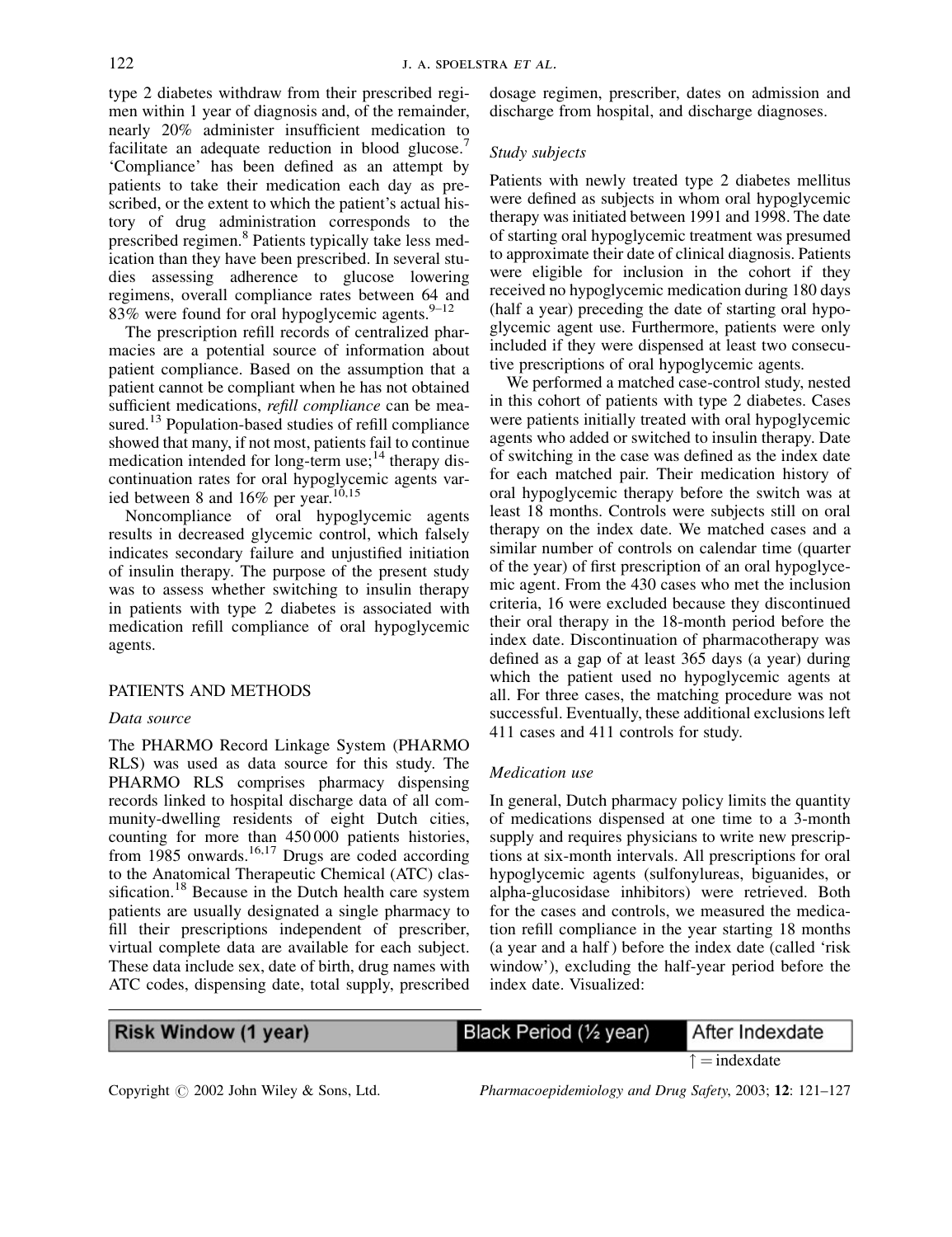type 2 diabetes withdraw from their prescribed regimen within 1 year of diagnosis and, of the remainder, nearly 20% administer insufficient medication to facilitate an adequate reduction in blood glucose.[7] 'Compliance' has been defined as an attempt by patients to take their medication each day as prescribed, or the extent to which the patient's actual history of drug administration corresponds to the prescribed regimen.[8] Patients typically take less medication than they have been prescribed. In several studies assessing adherence to glucose lowering regimens, overall compliance rates between 64 and 83% were found for oral hypoglycemic agents.[9–12]

The prescription refill records of centralized pharmacies are a potential source of information about patient compliance. Based on the assumption that a patient cannot be compliant when he has not obtained sufficient medications, *refill compliance* can be measured.[13] Population-based studies of refill compliance showed that many, if not most, patients fail to continue medication intended for long-term use;[14] therapy discontinuation rates for oral hypoglycemic agents varied between 8 and 16% per year.[10,15]

Noncompliance of oral hypoglycemic agents results in decreased glycemic control, which falsely indicates secondary failure and unjustified initiation of insulin therapy. The purpose of the present study was to assess whether switching to insulin therapy in patients with type 2 diabetes is associated with medication refill compliance of oral hypoglycemic agents.

## PATIENTS AND METHODS

### *Data source*

The PHARMO Record Linkage System (PHARMO RLS) was used as data source for this study. The PHARMO RLS comprises pharmacy dispensing records linked to hospital discharge data of all community-dwelling residents of eight Dutch cities, counting for more than 450 000 patients histories, from 1985 onwards.[16,17] Drugs are coded according to the Anatomical Therapeutic Chemical (ATC) classification.[18] Because in the Dutch health care system patients are usually designated a single pharmacy to fill their prescriptions independent of prescriber, virtual complete data are available for each subject. These data include sex, date of birth, drug names with ATC codes, dispensing date, total supply, prescribed dosage regimen, prescriber, dates on admission and discharge from hospital, and discharge diagnoses.

### *Study subjects*

Patients with newly treated type 2 diabetes mellitus were defined as subjects in whom oral hypoglycemic therapy was initiated between 1991 and 1998. The date of starting oral hypoglycemic treatment was presumed to approximate their date of clinical diagnosis. Patients were eligible for inclusion in the cohort if they received no hypoglycemic medication during 180 days (half a year) preceding the date of starting oral hypoglycemic agent use. Furthermore, patients were only included if they were dispensed at least two consecutive prescriptions of oral hypoglycemic agents.

We performed a matched case-control study, nested in this cohort of patients with type 2 diabetes. Cases were patients initially treated with oral hypoglycemic agents who added or switched to insulin therapy. Date of switching in the case was defined as the index date for each matched pair. Their medication history of oral hypoglycemic therapy before the switch was at least 18 months. Controls were subjects still on oral therapy on the index date. We matched cases and a similar number of controls on calendar time (quarter of the year) of first prescription of an oral hypoglycemic agent. From the 430 cases who met the inclusion criteria, 16 were excluded because they discontinued their oral therapy in the 18-month period before the index date. Discontinuation of pharmacotherapy was defined as a gap of at least 365 days (a year) during which the patient used no hypoglycemic agents at all. For three cases, the matching procedure was not successful. Eventually, these additional exclusions left 411 cases and 411 controls for study.

### *Medication use*

In general, Dutch pharmacy policy limits the quantity of medications dispensed at one time to a 3-month supply and requires physicians to write new prescriptions at six-month intervals. All prescriptions for oral hypoglycemic agents (sulfonylureas, biguanides, or alpha-glucosidase inhibitors) were retrieved. Both for the cases and controls, we measured the medication refill compliance in the year starting 18 months (a year and a half) before the index date (called 'risk window'), excluding the half-year period before the index date. Visualized:

| Risk Window (1 year) | Black Period (½ year) | After Indexdate |
|---|---|---|

↑ = indexdate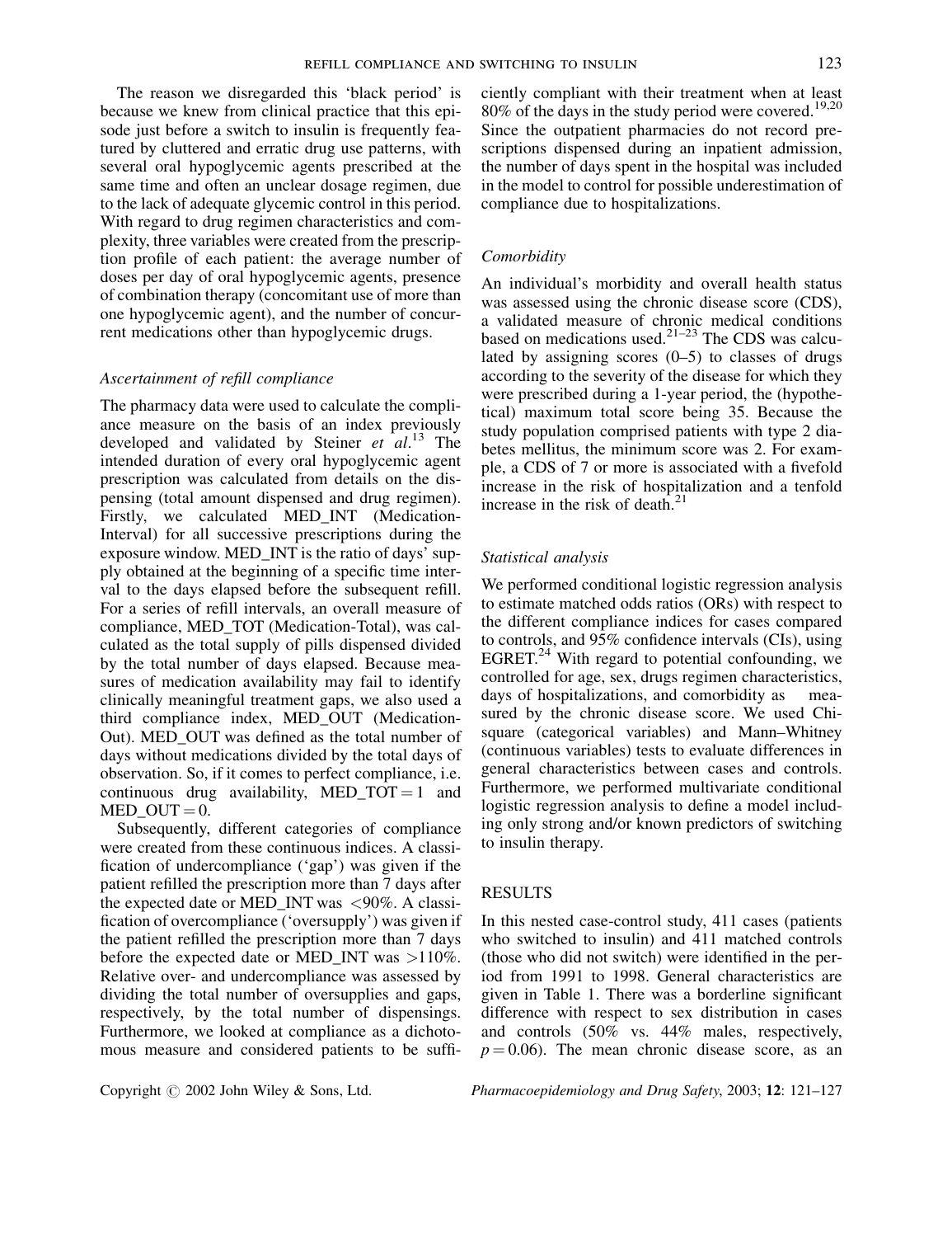The reason we disregarded this 'black period' is because we knew from clinical practice that this episode just before a switch to insulin is frequently featured by cluttered and erratic drug use patterns, with several oral hypoglycemic agents prescribed at the same time and often an unclear dosage regimen, due to the lack of adequate glycemic control in this period. With regard to drug regimen characteristics and complexity, three variables were created from the prescription profile of each patient: the average number of doses per day of oral hypoglycemic agents, presence of combination therapy (concomitant use of more than one hypoglycemic agent), and the number of concurrent medications other than hypoglycemic drugs.

### *Ascertainment of refill compliance*

The pharmacy data were used to calculate the compliance measure on the basis of an index previously developed and validated by Steiner *et al*.[13] The intended duration of every oral hypoglycemic agent prescription was calculated from details on the dispensing (total amount dispensed and drug regimen). Firstly, we calculated MED_INT (Medication-Interval) for all successive prescriptions during the exposure window. MED_INT is the ratio of days' supply obtained at the beginning of a specific time interval to the days elapsed before the subsequent refill. For a series of refill intervals, an overall measure of compliance, MED_TOT (Medication-Total), was calculated as the total supply of pills dispensed divided by the total number of days elapsed. Because measures of medication availability may fail to identify clinically meaningful treatment gaps, we also used a third compliance index, MED_OUT (Medication-Out). MED_OUT was defined as the total number of days without medications divided by the total days of observation. So, if it comes to perfect compliance, i.e. continuous drug availability, MED_TOT $= 1$ and MED_OUT $= 0$.

Subsequently, different categories of compliance were created from these continuous indices. A classification of undercompliance ('gap') was given if the patient refilled the prescription more than 7 days after the expected date or MED_INT was $<90\%$. A classification of overcompliance ('oversupply') was given if the patient refilled the prescription more than 7 days before the expected date or MED_INT was $>110\%$. Relative over- and undercompliance was assessed by dividing the total number of oversupplies and gaps, respectively, by the total number of dispensings. Furthermore, we looked at compliance as a dichotomous measure and considered patients to be sufficiently compliant with their treatment when at least 80% of the days in the study period were covered.[19,20] Since the outpatient pharmacies do not record prescriptions dispensed during an inpatient admission, the number of days spent in the hospital was included in the model to control for possible underestimation of compliance due to hospitalizations.

### *Comorbidity*

An individual's morbidity and overall health status was assessed using the chronic disease score (CDS), a validated measure of chronic medical conditions based on medications used.[21–23] The CDS was calculated by assigning scores (0–5) to classes of drugs according to the severity of the disease for which they were prescribed during a 1-year period, the (hypothetical) maximum total score being 35. Because the study population comprised patients with type 2 diabetes mellitus, the minimum score was 2. For example, a CDS of 7 or more is associated with a fivefold increase in the risk of hospitalization and a tenfold increase in the risk of death.[21]

### *Statistical analysis*

We performed conditional logistic regression analysis to estimate matched odds ratios (ORs) with respect to the different compliance indices for cases compared to controls, and 95% confidence intervals (CIs), using EGRET.[24] With regard to potential confounding, we controlled for age, sex, drugs regimen characteristics, days of hospitalizations, and comorbidity as measured by the chronic disease score. We used Chi-square (categorical variables) and Mann–Whitney (continuous variables) tests to evaluate differences in general characteristics between cases and controls. Furthermore, we performed multivariate conditional logistic regression analysis to define a model including only strong and/or known predictors of switching to insulin therapy.

## RESULTS

In this nested case-control study, 411 cases (patients who switched to insulin) and 411 matched controls (those who did not switch) were identified in the period from 1991 to 1998. General characteristics are given in Table 1. There was a borderline significant difference with respect to sex distribution in cases and controls (50% vs. 44% males, respectively, $p = 0.06$). The mean chronic disease score, as an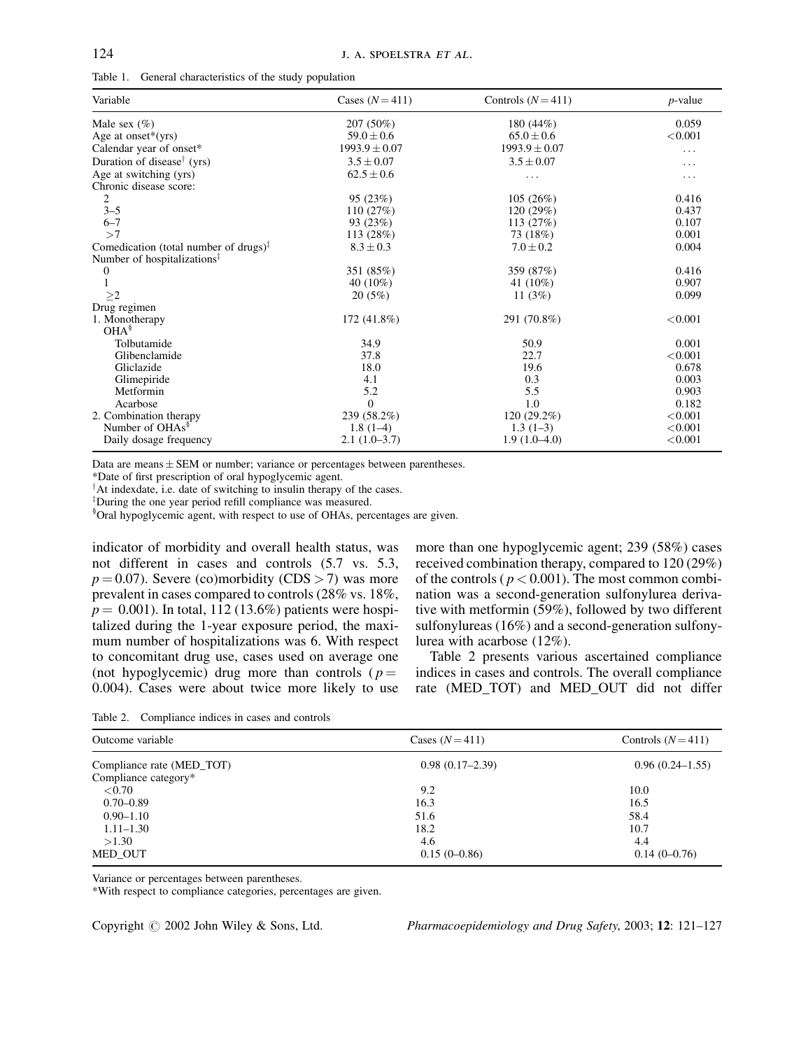Table 1. General characteristics of the study population

| Variable | Cases ($N = 411$) | Controls ($N = 411$) | $p$-value |
|---|---|---|---|
| Male sex (%) | 207 (50%) | 180 (44%) | 0.059 |
| Age at onset*(yrs) | $59.0 \pm 0.6$ | $65.0 \pm 0.6$ | <0.001 |
| Calendar year of onset* | $1993.9 \pm 0.07$ | $1993.9 \pm 0.07$ | ... |
| Duration of disease[†] (yrs) | $3.5 \pm 0.07$ | $3.5 \pm 0.07$ | ... |
| Age at switching (yrs) | $62.5 \pm 0.6$ | ... | ... |
| Chronic disease score: | | | |
| 2 | 95 (23%) | 105 (26%) | 0.416 |
| 3–5 | 110 (27%) | 120 (29%) | 0.437 |
| 6–7 | 93 (23%) | 113 (27%) | 0.107 |
| >7 | 113 (28%) | 73 (18%) | 0.001 |
| Comedication (total number of drugs)[‡] | $8.3 \pm 0.3$ | $7.0 \pm 0.2$ | 0.004 |
| Number of hospitalizations[‡] | | | |
| 0 | 351 (85%) | 359 (87%) | 0.416 |
| 1 | 40 (10%) | 41 (10%) | 0.907 |
| ≥2 | 20 (5%) | 11 (3%) | 0.099 |
| Drug regimen | | | |
| 1. Monotherapy | 172 (41.8%) | 291 (70.8%) | <0.001 |
| OHA[§] | | | |
| Tolbutamide | 34.9 | 50.9 | 0.001 |
| Glibenclamide | 37.8 | 22.7 | <0.001 |
| Gliclazide | 18.0 | 19.6 | 0.678 |
| Glimepiride | 4.1 | 0.3 | 0.003 |
| Metformin | 5.2 | 5.5 | 0.903 |
| Acarbose | 0 | 1.0 | 0.182 |
| 2. Combination therapy | 239 (58.2%) | 120 (29.2%) | <0.001 |
| Number of OHAs[§] | 1.8 (1–4) | 1.3 (1–3) | <0.001 |
| Daily dosage frequency | 2.1 (1.0–3.7) | 1.9 (1.0–4.0) | <0.001 |

Data are means ± SEM or number; variance or percentages between parentheses.
*Date of first prescription of oral hypoglycemic agent.
[†]At indexdate, i.e. date of switching to insulin therapy of the cases.
[‡]During the one year period refill compliance was measured.
[§]Oral hypoglycemic agent, with respect to use of OHAs, percentages are given.

indicator of morbidity and overall health status, was not different in cases and controls (5.7 vs. 5.3, $p = 0.07$). Severe (co)morbidity (CDS > 7) was more prevalent in cases compared to controls (28% vs. 18%, $p = 0.001$). In total, 112 (13.6%) patients were hospitalized during the 1-year exposure period, the maximum number of hospitalizations was 6. With respect to concomitant drug use, cases used on average one (not hypoglycemic) drug more than controls ($p = 0.004$). Cases were about twice more likely to use more than one hypoglycemic agent; 239 (58%) cases received combination therapy, compared to 120 (29%) of the controls ($p < 0.001$). The most common combination was a second-generation sulfonylurea derivative with metformin (59%), followed by two different sulfonylureas (16%) and a second-generation sulfonylurea with acarbose (12%).

Table 2 presents various ascertained compliance indices in cases and controls. The overall compliance rate (MED_TOT) and MED_OUT did not differ

Table 2. Compliance indices in cases and controls

| Outcome variable | Cases ($N = 411$) | Controls ($N = 411$) |
|---|---|---|
| Compliance rate (MED_TOT) | 0.98 (0.17–2.39) | 0.96 (0.24–1.55) |
| Compliance category* | | |
| <0.70 | 9.2 | 10.0 |
| 0.70–0.89 | 16.3 | 16.5 |
| 0.90–1.10 | 51.6 | 58.4 |
| 1.11–1.30 | 18.2 | 10.7 |
| >1.30 | 4.6 | 4.4 |
| MED_OUT | 0.15 (0–0.86) | 0.14 (0–0.76) |

Variance or percentages between parentheses.
*With respect to compliance categories, percentages are given.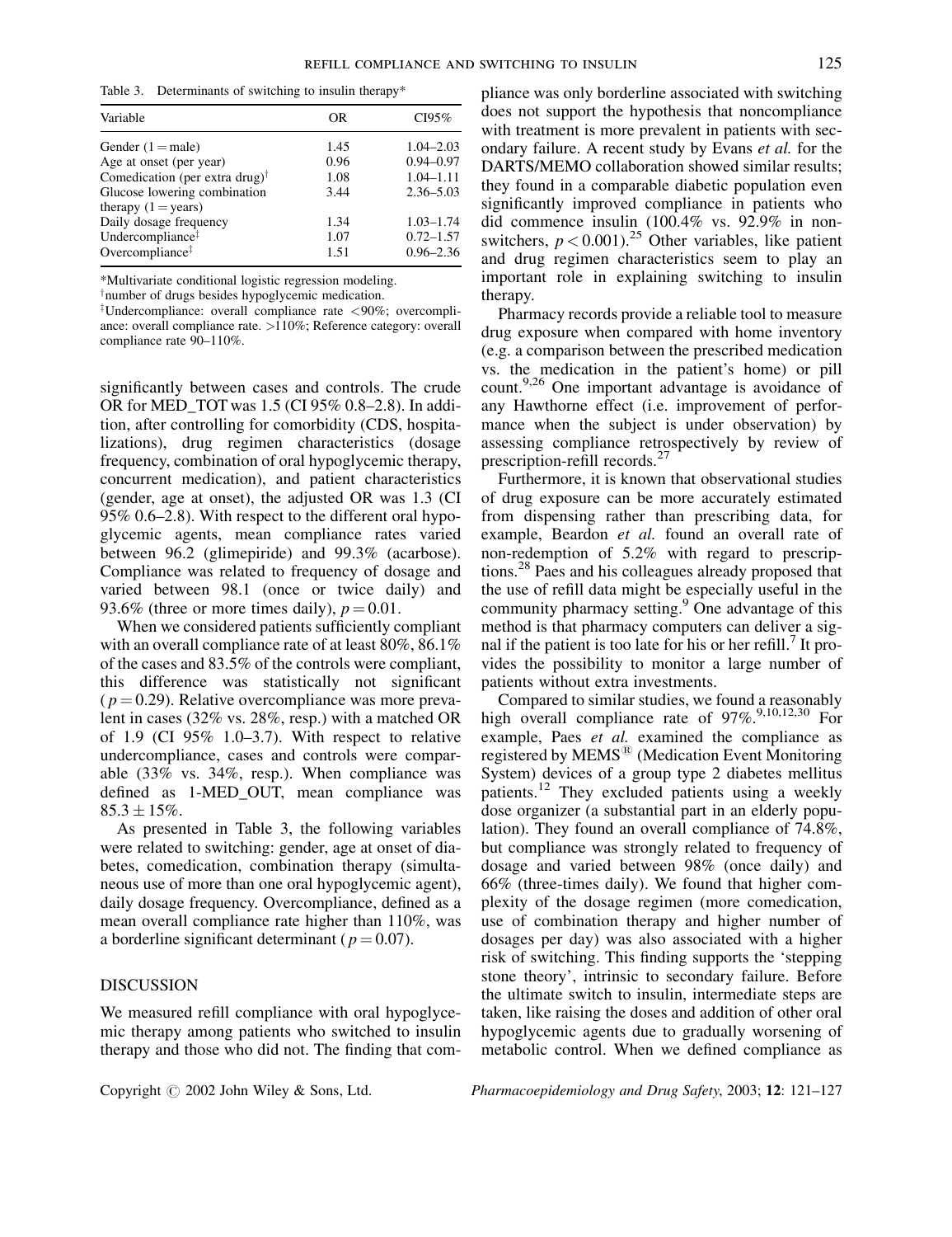Table 3. Determinants of switching to insulin therapy*

| Variable | OR | CI95% |
|---|---|---|
| Gender (1 = male) | 1.45 | 1.04–2.03 |
| Age at onset (per year) | 0.96 | 0.94–0.97 |
| Comedication (per extra drug)[†] | 1.08 | 1.04–1.11 |
| Glucose lowering combination therapy (1 = years) | 3.44 | 2.36–5.03 |
| Daily dosage frequency | 1.34 | 1.03–1.74 |
| Undercompliance[‡] | 1.07 | 0.72–1.57 |
| Overcompliance[‡] | 1.51 | 0.96–2.36 |

*Multivariate conditional logistic regression modeling.
[†]number of drugs besides hypoglycemic medication.
[‡]Undercompliance: overall compliance rate <90%; overcompliance: overall compliance rate. >110%; Reference category: overall compliance rate 90–110%.

significantly between cases and controls. The crude OR for MED_TOT was 1.5 (CI 95% 0.8–2.8). In addition, after controlling for comorbidity (CDS, hospitalizations), drug regimen characteristics (dosage frequency, combination of oral hypoglycemic therapy, concurrent medication), and patient characteristics (gender, age at onset), the adjusted OR was 1.3 (CI 95% 0.6–2.8). With respect to the different oral hypoglycemic agents, mean compliance rates varied between 96.2 (glimepiride) and 99.3% (acarbose). Compliance was related to frequency of dosage and varied between 98.1 (once or twice daily) and 93.6% (three or more times daily), $p = 0.01$.

When we considered patients sufficiently compliant with an overall compliance rate of at least 80%, 86.1% of the cases and 83.5% of the controls were compliant, this difference was statistically not significant ($p = 0.29$). Relative overcompliance was more prevalent in cases (32% vs. 28%, resp.) with a matched OR of 1.9 (CI 95% 1.0–3.7). With respect to relative undercompliance, cases and controls were comparable (33% vs. 34%, resp.). When compliance was defined as 1-MED_OUT, mean compliance was $85.3 \pm 15\%$.

As presented in Table 3, the following variables were related to switching: gender, age at onset of diabetes, comedication, combination therapy (simultaneous use of more than one oral hypoglycemic agent), daily dosage frequency. Overcompliance, defined as a mean overall compliance rate higher than 110%, was a borderline significant determinant ($p = 0.07$).

## DISCUSSION

We measured refill compliance with oral hypoglycemic therapy among patients who switched to insulin therapy and those who did not. The finding that compliance was only borderline associated with switching does not support the hypothesis that noncompliance with treatment is more prevalent in patients with secondary failure. A recent study by Evans *et al.* for the DARTS/MEMO collaboration showed similar results; they found in a comparable diabetic population even significantly improved compliance in patients who did commence insulin (100.4% vs. 92.9% in non-switchers, $p < 0.001$).[25] Other variables, like patient and drug regimen characteristics seem to play an important role in explaining switching to insulin therapy.

Pharmacy records provide a reliable tool to measure drug exposure when compared with home inventory (e.g. a comparison between the prescribed medication vs. the medication in the patient's home) or pill count.[9,26] One important advantage is avoidance of any Hawthorne effect (i.e. improvement of performance when the subject is under observation) by assessing compliance retrospectively by review of prescription-refill records.[27]

Furthermore, it is known that observational studies of drug exposure can be more accurately estimated from dispensing rather than prescribing data, for example, Beardon *et al.* found an overall rate of non-redemption of 5.2% with regard to prescriptions.[28] Paes and his colleagues already proposed that the use of refill data might be especially useful in the community pharmacy setting.[9] One advantage of this method is that pharmacy computers can deliver a signal if the patient is too late for his or her refill.[7] It provides the possibility to monitor a large number of patients without extra investments.

Compared to similar studies, we found a reasonably high overall compliance rate of 97%.[9,10,12,30] For example, Paes *et al.* examined the compliance as registered by MEMS® (Medication Event Monitoring System) devices of a group type 2 diabetes mellitus patients.[12] They excluded patients using a weekly dose organizer (a substantial part in an elderly population). They found an overall compliance of 74.8%, but compliance was strongly related to frequency of dosage and varied between 98% (once daily) and 66% (three-times daily). We found that higher complexity of the dosage regimen (more comedication, use of combination therapy and higher number of dosages per day) was also associated with a higher risk of switching. This finding supports the 'stepping stone theory', intrinsic to secondary failure. Before the ultimate switch to insulin, intermediate steps are taken, like raising the doses and addition of other oral hypoglycemic agents due to gradually worsening of metabolic control. When we defined compliance as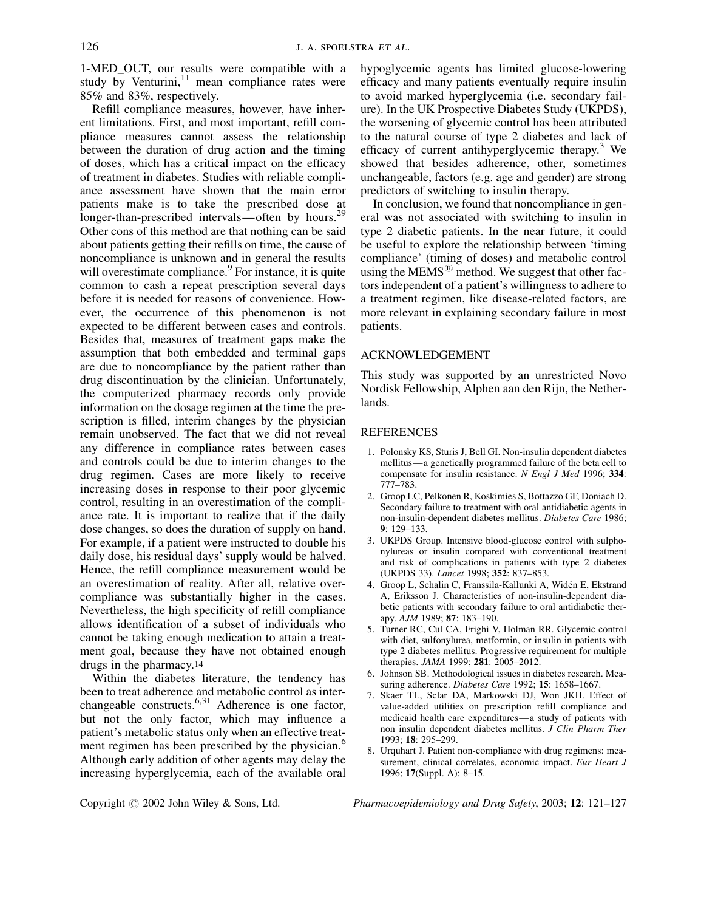1-MED_OUT, our results were compatible with a study by Venturini,[11] mean compliance rates were 85% and 83%, respectively.

Refill compliance measures, however, have inherent limitations. First, and most important, refill compliance measures cannot assess the relationship between the duration of drug action and the timing of doses, which has a critical impact on the efficacy of treatment in diabetes. Studies with reliable compliance assessment have shown that the main error patients make is to take the prescribed dose at longer-than-prescribed intervals—often by hours.[29] Other cons of this method are that nothing can be said about patients getting their refills on time, the cause of noncompliance is unknown and in general the results will overestimate compliance.[9] For instance, it is quite common to cash a repeat prescription several days before it is needed for reasons of convenience. However, the occurrence of this phenomenon is not expected to be different between cases and controls. Besides that, measures of treatment gaps make the assumption that both embedded and terminal gaps are due to noncompliance by the patient rather than drug discontinuation by the clinician. Unfortunately, the computerized pharmacy records only provide information on the dosage regimen at the time the prescription is filled, interim changes by the physician remain unobserved. The fact that we did not reveal any difference in compliance rates between cases and controls could be due to interim changes to the drug regimen. Cases are more likely to receive increasing doses in response to their poor glycemic control, resulting in an overestimation of the compliance rate. It is important to realize that if the daily dose changes, so does the duration of supply on hand. For example, if a patient were instructed to double his daily dose, his residual days' supply would be halved. Hence, the refill compliance measurement would be an overestimation of reality. After all, relative overcompliance was substantially higher in the cases. Nevertheless, the high specificity of refill compliance allows identification of a subset of individuals who cannot be taking enough medication to attain a treatment goal, because they have not obtained enough drugs in the pharmacy.[14]

Within the diabetes literature, the tendency has been to treat adherence and metabolic control as interchangeable constructs.[6,31] Adherence is one factor, but not the only factor, which may influence a patient's metabolic status only when an effective treatment regimen has been prescribed by the physician.[6] Although early addition of other agents may delay the increasing hyperglycemia, each of the available oral hypoglycemic agents has limited glucose-lowering efficacy and many patients eventually require insulin to avoid marked hyperglycemia (i.e. secondary failure). In the UK Prospective Diabetes Study (UKPDS), the worsening of glycemic control has been attributed to the natural course of type 2 diabetes and lack of efficacy of current antihyperglycemic therapy.[3] We showed that besides adherence, other, sometimes unchangeable, factors (e.g. age and gender) are strong predictors of switching to insulin therapy.

In conclusion, we found that noncompliance in general was not associated with switching to insulin in type 2 diabetic patients. In the near future, it could be useful to explore the relationship between 'timing compliance' (timing of doses) and metabolic control using the MEMS® method. We suggest that other factors independent of a patient's willingness to adhere to a treatment regimen, like disease-related factors, are more relevant in explaining secondary failure in most patients.

## ACKNOWLEDGEMENT

This study was supported by an unrestricted Novo Nordisk Fellowship, Alphen aan den Rijn, the Netherlands.

## REFERENCES

1. Polonsky KS, Sturis J, Bell GI. Non-insulin dependent diabetes mellitus—a genetically programmed failure of the beta cell to compensate for insulin resistance. *N Engl J Med* 1996; **334**: 777–783.
2. Groop LC, Pelkonen R, Koskimies S, Bottazzo GF, Doniach D. Secondary failure to treatment with oral antidiabetic agents in non-insulin-dependent diabetes mellitus. *Diabetes Care* 1986; **9**: 129–133.
3. UKPDS Group. Intensive blood-glucose control with sulphonylureas or insulin compared with conventional treatment and risk of complications in patients with type 2 diabetes (UKPDS 33). *Lancet* 1998; **352**: 837–853.
4. Groop L, Schalin C, Franssila-Kallunki A, Widén E, Ekstrand A, Eriksson J. Characteristics of non-insulin-dependent diabetic patients with secondary failure to oral antidiabetic therapy. *AJM* 1989; **87**: 183–190.
5. Turner RC, Cul CA, Frighi V, Holman RR. Glycemic control with diet, sulfonylurea, metformin, or insulin in patients with type 2 diabetes mellitus. Progressive requirement for multiple therapies. *JAMA* 1999; **281**: 2005–2012.
6. Johnson SB. Methodological issues in diabetes research. Measuring adherence. *Diabetes Care* 1992; **15**: 1658–1667.
7. Skaer TL, Sclar DA, Markowski DJ, Won JKH. Effect of value-added utilities on prescription refill compliance and medicaid health care expenditures—a study of patients with non insulin dependent diabetes mellitus. *J Clin Pharm Ther* 1993; **18**: 295–299.
8. Urquhart J. Patient non-compliance with drug regimens: measurement, clinical correlates, economic impact. *Eur Heart J* 1996; **17**(Suppl. A): 8–15.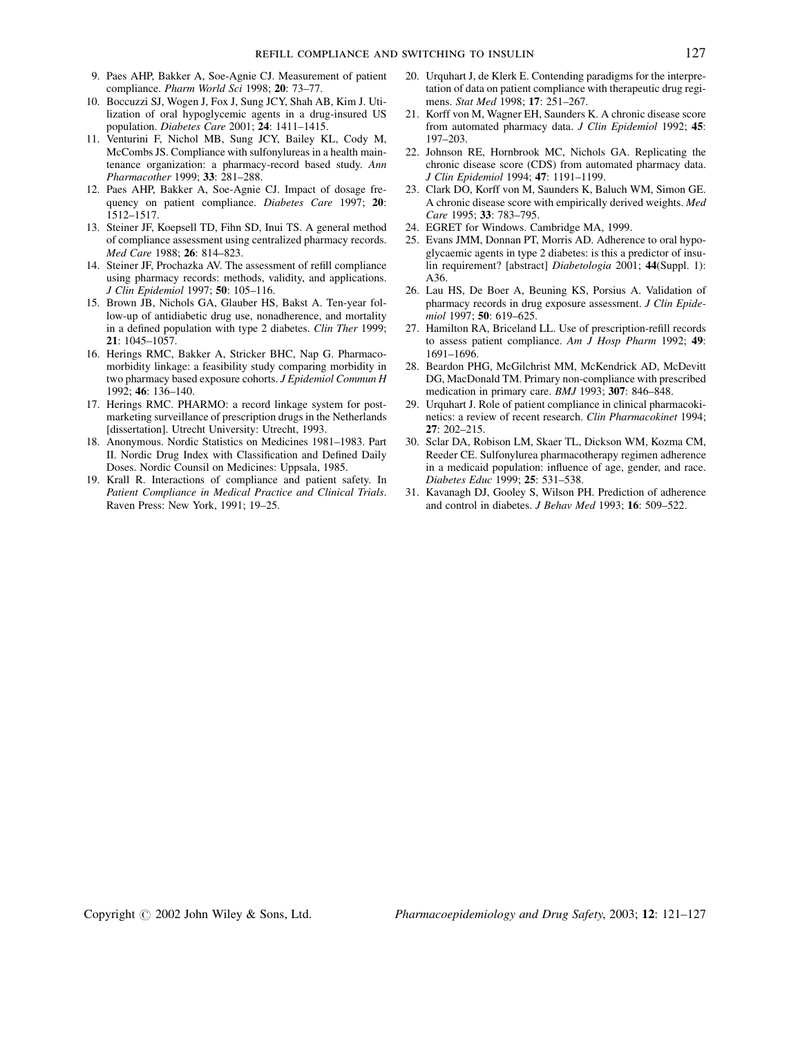9. Paes AHP, Bakker A, Soe-Agnie CJ. Measurement of patient compliance. *Pharm World Sci* 1998; **20**: 73–77.
10. Boccuzzi SJ, Wogen J, Fox J, Sung JCY, Shah AB, Kim J. Utilization of oral hypoglycemic agents in a drug-insured US population. *Diabetes Care* 2001; **24**: 1411–1415.
11. Venturini F, Nichol MB, Sung JCY, Bailey KL, Cody M, McCombs JS. Compliance with sulfonylureas in a health maintenance organization: a pharmacy-record based study. *Ann Pharmacother* 1999; **33**: 281–288.
12. Paes AHP, Bakker A, Soe-Agnie CJ. Impact of dosage frequency on patient compliance. *Diabetes Care* 1997; **20**: 1512–1517.
13. Steiner JF, Koepsell TD, Fihn SD, Inui TS. A general method of compliance assessment using centralized pharmacy records. *Med Care* 1988; **26**: 814–823.
14. Steiner JF, Prochazka AV. The assessment of refill compliance using pharmacy records: methods, validity, and applications. *J Clin Epidemiol* 1997; **50**: 105–116.
15. Brown JB, Nichols GA, Glauber HS, Bakst A. Ten-year follow-up of antidiabetic drug use, nonadherence, and mortality in a defined population with type 2 diabetes. *Clin Ther* 1999; **21**: 1045–1057.
16. Herings RMC, Bakker A, Stricker BHC, Nap G. Pharmacomorbidity linkage: a feasibility study comparing morbidity in two pharmacy based exposure cohorts. *J Epidemiol Commun H* 1992; **46**: 136–140.
17. Herings RMC. PHARMO: a record linkage system for postmarketing surveillance of prescription drugs in the Netherlands [dissertation]. Utrecht University: Utrecht, 1993.
18. Anonymous. Nordic Statistics on Medicines 1981–1983. Part II. Nordic Drug Index with Classification and Defined Daily Doses. Nordic Counsil on Medicines: Uppsala, 1985.
19. Krall R. Interactions of compliance and patient safety. In *Patient Compliance in Medical Practice and Clinical Trials*. Raven Press: New York, 1991; 19–25.
20. Urquhart J, de Klerk E. Contending paradigms for the interpretation of data on patient compliance with therapeutic drug regimens. *Stat Med* 1998; **17**: 251–267.
21. Korff von M, Wagner EH, Saunders K. A chronic disease score from automated pharmacy data. *J Clin Epidemiol* 1992; **45**: 197–203.
22. Johnson RE, Hornbrook MC, Nichols GA. Replicating the chronic disease score (CDS) from automated pharmacy data. *J Clin Epidemiol* 1994; **47**: 1191–1199.
23. Clark DO, Korff von M, Saunders K, Baluch WM, Simon GE. A chronic disease score with empirically derived weights. *Med Care* 1995; **33**: 783–795.
24. EGRET for Windows. Cambridge MA, 1999.
25. Evans JMM, Donnan PT, Morris AD. Adherence to oral hypoglycaemic agents in type 2 diabetes: is this a predictor of insulin requirement? [abstract] *Diabetologia* 2001; **44**(Suppl. 1): A36.
26. Lau HS, De Boer A, Beuning KS, Porsius A. Validation of pharmacy records in drug exposure assessment. *J Clin Epidemiol* 1997; **50**: 619–625.
27. Hamilton RA, Briceland LL. Use of prescription-refill records to assess patient compliance. *Am J Hosp Pharm* 1992; **49**: 1691–1696.
28. Beardon PHG, McGilchrist MM, McKendrick AD, McDevitt DG, MacDonald TM. Primary non-compliance with prescribed medication in primary care. *BMJ* 1993; **307**: 846–848.
29. Urquhart J. Role of patient compliance in clinical pharmacokinetics: a review of recent research. *Clin Pharmacokinet* 1994; **27**: 202–215.
30. Sclar DA, Robison LM, Skaer TL, Dickson WM, Kozma CM, Reeder CE. Sulfonylurea pharmacotherapy regimen adherence in a medicaid population: influence of age, gender, and race. *Diabetes Educ* 1999; **25**: 531–538.
31. Kavanagh DJ, Gooley S, Wilson PH. Prediction of adherence and control in diabetes. *J Behav Med* 1993; **16**: 509–522.